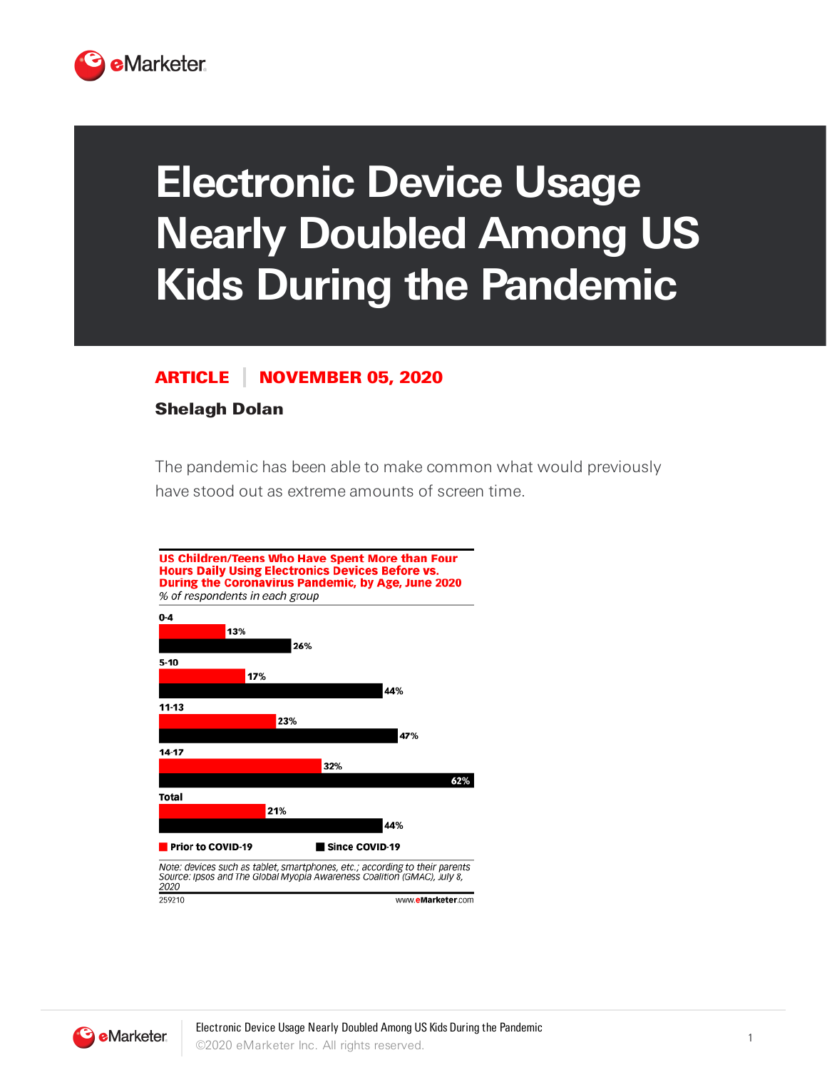# Electronic Device Usage Nearly Doubled Among US Kids During the Pandemic

**ARTICLE | NOVEMBER 05, 2020**

**Shelagh Dolan**

The pandemic has been able to make common what would previously have stood out as extreme amounts of screen time.

**US Children/Teens Who Have Spent More than Four Hours Daily Using Electronics Devices Before vs. During the Coronavirus Pandemic, by Age, June 2020**

*% of respondents in each group*

| Age | Prior to COVID-19 | Since COVID-19 |
|---|---|---|
| 0-4 | 13% | 26% |
| 5-10 | 17% | 44% |
| 11-13 | 23% | 47% |
| 14-17 | 32% | 62% |
| Total | 21% | 44% |

*Note: devices such as tablet, smartphones, etc.; according to their parents*
*Source: Ipsos and The Global Myopia Awareness Coalition (GMAC), July 8, 2020*

259210 www.eMarketer.com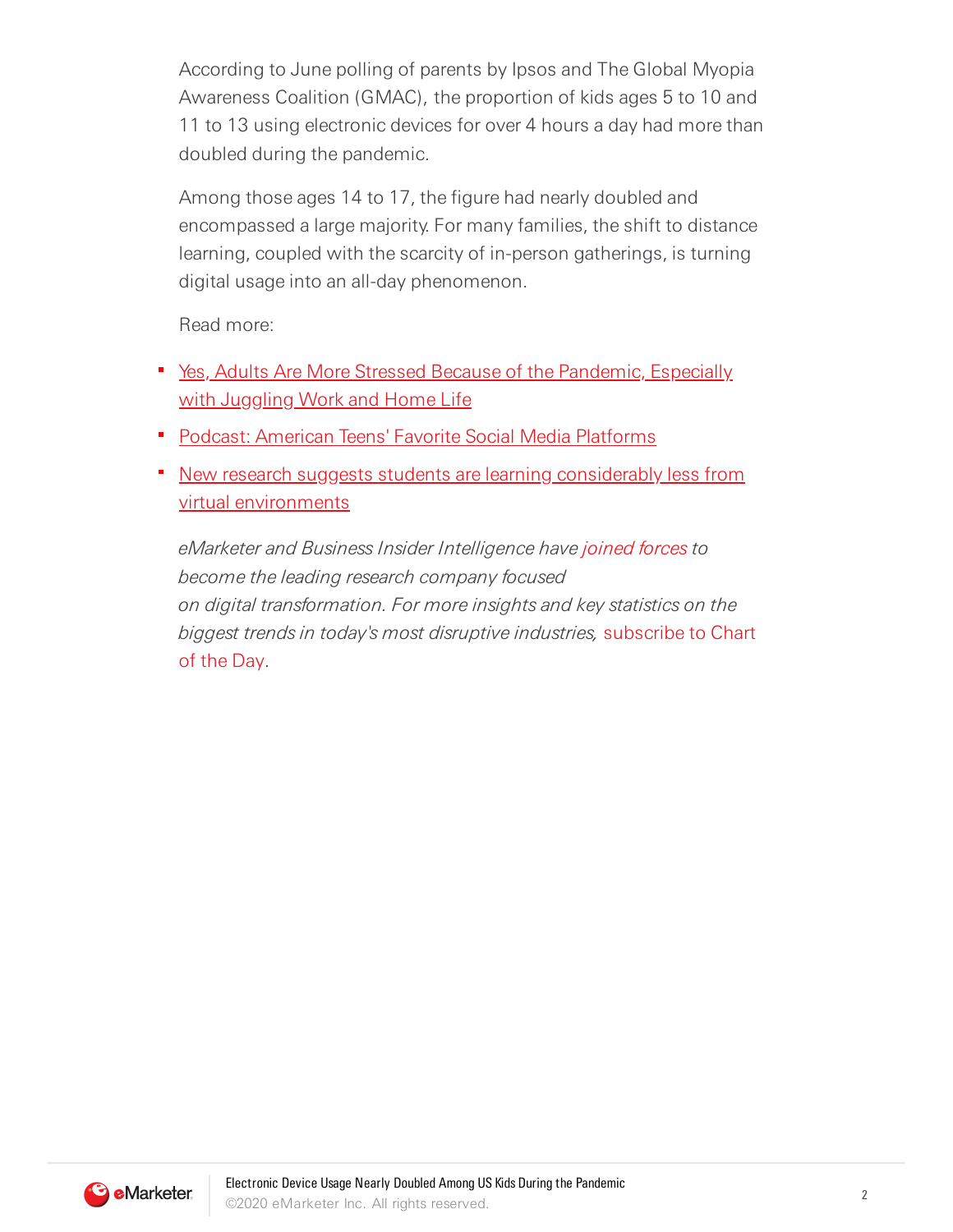According to June polling of parents by Ipsos and The Global Myopia Awareness Coalition (GMAC), the proportion of kids ages 5 to 10 and 11 to 13 using electronic devices for over 4 hours a day had more than doubled during the pandemic.

Among those ages 14 to 17, the figure had nearly doubled and encompassed a large majority. For many families, the shift to distance learning, coupled with the scarcity of in-person gatherings, is turning digital usage into an all-day phenomenon.

Read more:

- Yes, Adults Are More Stressed Because of the Pandemic, Especially with Juggling Work and Home Life
- Podcast: American Teens' Favorite Social Media Platforms
- New research suggests students are learning considerably less from virtual environments

*eMarketer and Business Insider Intelligence have joined forces to become the leading research company focused on digital transformation. For more insights and key statistics on the biggest trends in today's most disruptive industries,* subscribe to Chart of the Day.